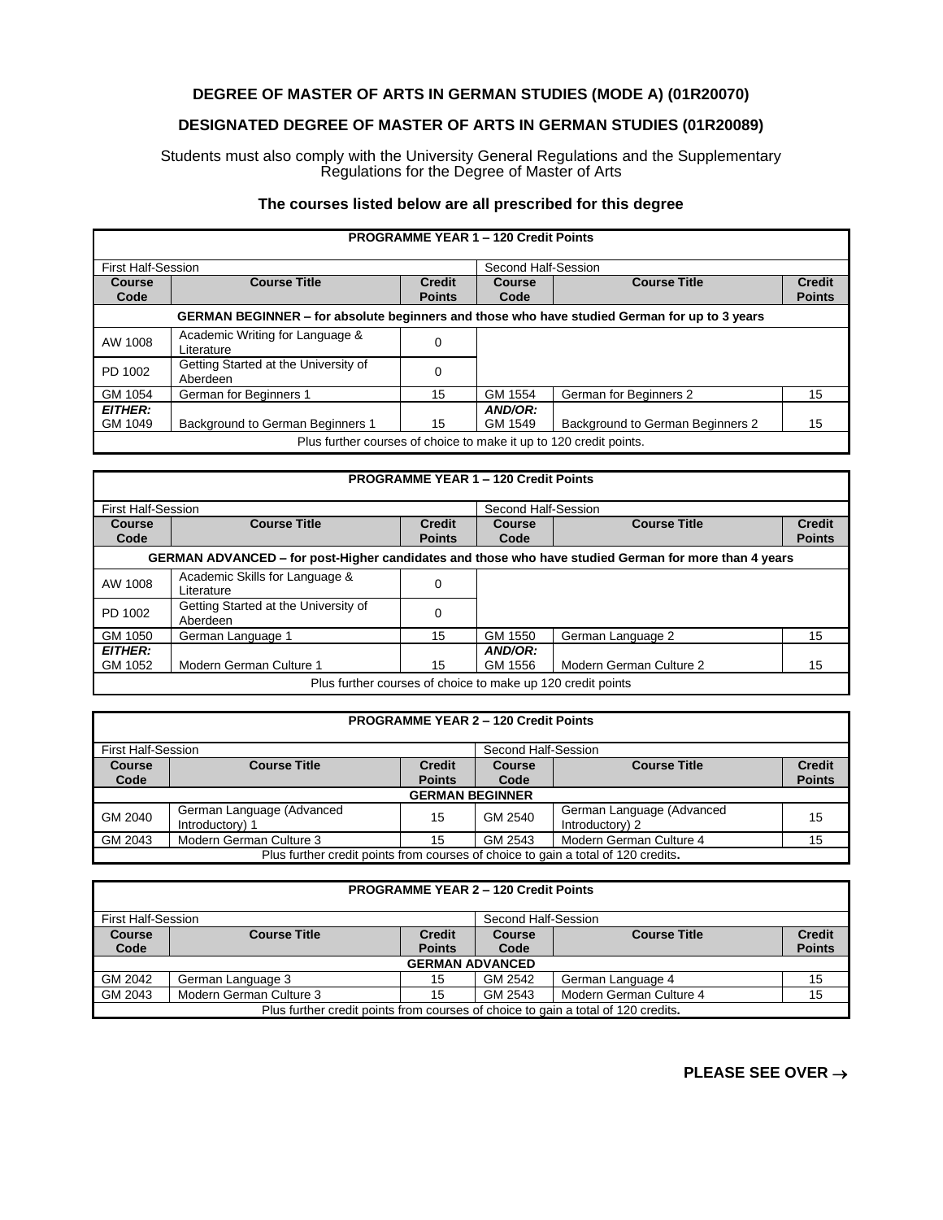## DEGREE OF MASTER OF ARTS IN GERMAN STUDIES (MODE A) (01R20070)

## DESIGNATED DEGREE OF MASTER OF ARTS IN GERMAN STUDIES (01R20089)

Students must also comply with the University General Regulations and the Supplementary Regulations for the Degree of Master of Arts

**The courses listed below are all prescribed for this degree**

| **PROGRAMME YEAR 1 – 120 Credit Points** | | | | | |
|---|---|---|---|---|---|
| First Half-Session | | | Second Half-Session | | |
| **Course Code** | **Course Title** | **Credit Points** | **Course Code** | **Course Title** | **Credit Points** |
| **GERMAN BEGINNER – for absolute beginners and those who have studied German for up to 3 years** | | | | | |
| AW 1008 | Academic Writing for Language & Literature | 0 | | | |
| PD 1002 | Getting Started at the University of Aberdeen | 0 | | | |
| GM 1054 | German for Beginners 1 | 15 | GM 1554 | German for Beginners 2 | 15 |
| ***EITHER:*** GM 1049 | Background to German Beginners 1 | 15 | ***AND/OR:*** GM 1549 | Background to German Beginners 2 | 15 |
| Plus further courses of choice to make it up to 120 credit points. | | | | | |

| **PROGRAMME YEAR 1 – 120 Credit Points** | | | | | |
|---|---|---|---|---|---|
| First Half-Session | | | Second Half-Session | | |
| **Course Code** | **Course Title** | **Credit Points** | **Course Code** | **Course Title** | **Credit Points** |
| **GERMAN ADVANCED – for post-Higher candidates and those who have studied German for more than 4 years** | | | | | |
| AW 1008 | Academic Skills for Language & Literature | 0 | | | |
| PD 1002 | Getting Started at the University of Aberdeen | 0 | | | |
| GM 1050 | German Language 1 | 15 | GM 1550 | German Language 2 | 15 |
| ***EITHER:*** GM 1052 | Modern German Culture 1 | 15 | ***AND/OR:*** GM 1556 | Modern German Culture 2 | 15 |
| Plus further courses of choice to make up 120 credit points | | | | | |

| **PROGRAMME YEAR 2 – 120 Credit Points** | | | | | |
|---|---|---|---|---|---|
| First Half-Session | | | Second Half-Session | | |
| **Course Code** | **Course Title** | **Credit Points** | **Course Code** | **Course Title** | **Credit Points** |
| **GERMAN BEGINNER** | | | | | |
| GM 2040 | German Language (Advanced Introductory) 1 | 15 | GM 2540 | German Language (Advanced Introductory) 2 | 15 |
| GM 2043 | Modern German Culture 3 | 15 | GM 2543 | Modern German Culture 4 | 15 |
| Plus further credit points from courses of choice to gain a total of 120 credits. | | | | | |

| **PROGRAMME YEAR 2 – 120 Credit Points** | | | | | |
|---|---|---|---|---|---|
| First Half-Session | | | Second Half-Session | | |
| **Course Code** | **Course Title** | **Credit Points** | **Course Code** | **Course Title** | **Credit Points** |
| **GERMAN ADVANCED** | | | | | |
| GM 2042 | German Language 3 | 15 | GM 2542 | German Language 4 | 15 |
| GM 2043 | Modern German Culture 3 | 15 | GM 2543 | Modern German Culture 4 | 15 |
| Plus further credit points from courses of choice to gain a total of 120 credits. | | | | | |

**PLEASE SEE OVER →**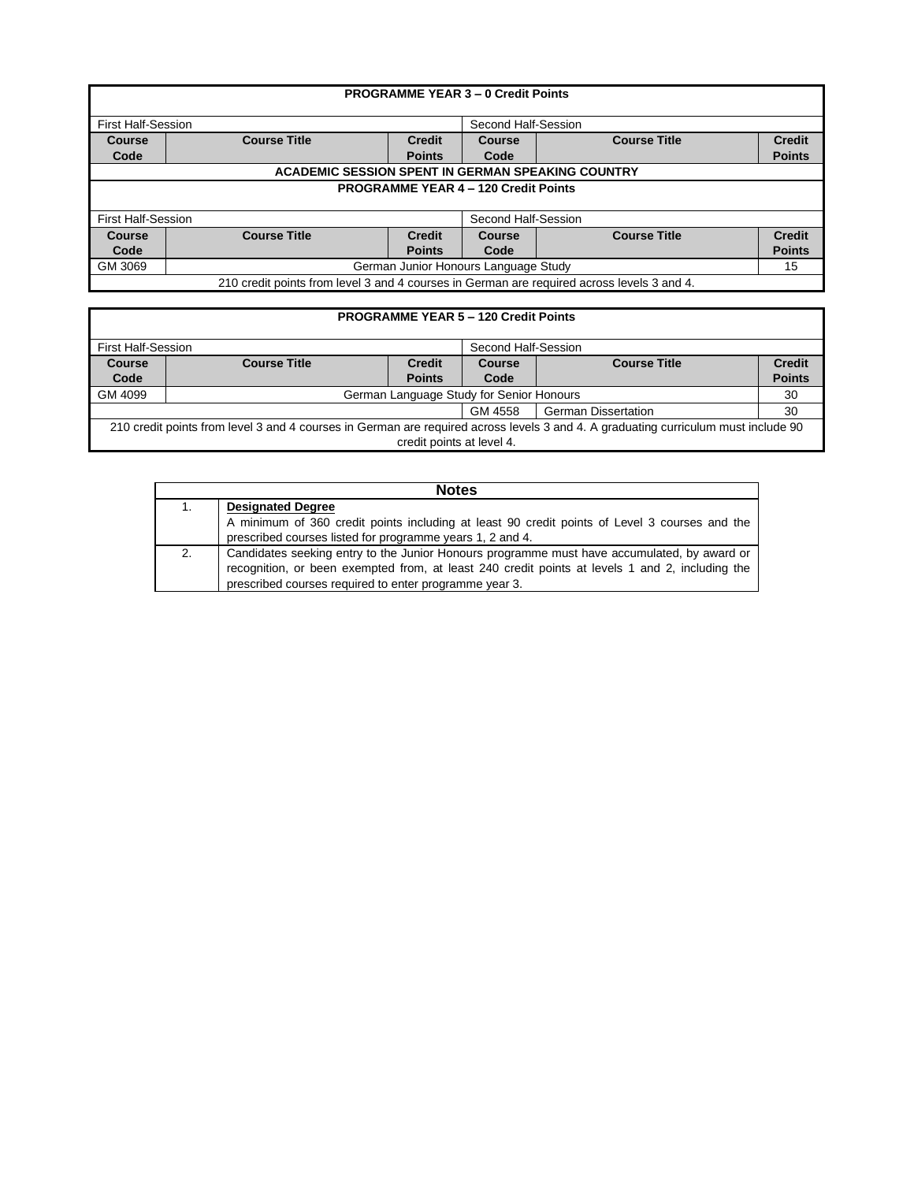| PROGRAMME YEAR 3 – 0 Credit Points | | | | | |
|---|---|---|---|---|---|
| First Half-Session | | | Second Half-Session | | |
| **Course Code** | **Course Title** | **Credit Points** | **Course Code** | **Course Title** | **Credit Points** |
| **ACADEMIC SESSION SPENT IN GERMAN SPEAKING COUNTRY** | | | | | |

| PROGRAMME YEAR 4 – 120 Credit Points | | | | | |
|---|---|---|---|---|---|
| First Half-Session | | | Second Half-Session | | |
| **Course Code** | **Course Title** | **Credit Points** | **Course Code** | **Course Title** | **Credit Points** |
| GM 3069 | German Junior Honours Language Study | | | | 15 |
| 210 credit points from level 3 and 4 courses in German are required across levels 3 and 4. | | | | | |

| PROGRAMME YEAR 5 – 120 Credit Points | | | | | |
|---|---|---|---|---|---|
| First Half-Session | | | Second Half-Session | | |
| **Course Code** | **Course Title** | **Credit Points** | **Course Code** | **Course Title** | **Credit Points** |
| GM 4099 | German Language Study for Senior Honours | | | | 30 |
| | | | GM 4558 | German Dissertation | 30 |
| 210 credit points from level 3 and 4 courses in German are required across levels 3 and 4. A graduating curriculum must include 90 credit points at level 4. | | | | | |

| **Notes** | |
|---|---|
| 1. | **Designated Degree**<br>A minimum of 360 credit points including at least 90 credit points of Level 3 courses and the prescribed courses listed for programme years 1, 2 and 4. |
| 2. | Candidates seeking entry to the Junior Honours programme must have accumulated, by award or recognition, or been exempted from, at least 240 credit points at levels 1 and 2, including the prescribed courses required to enter programme year 3. |